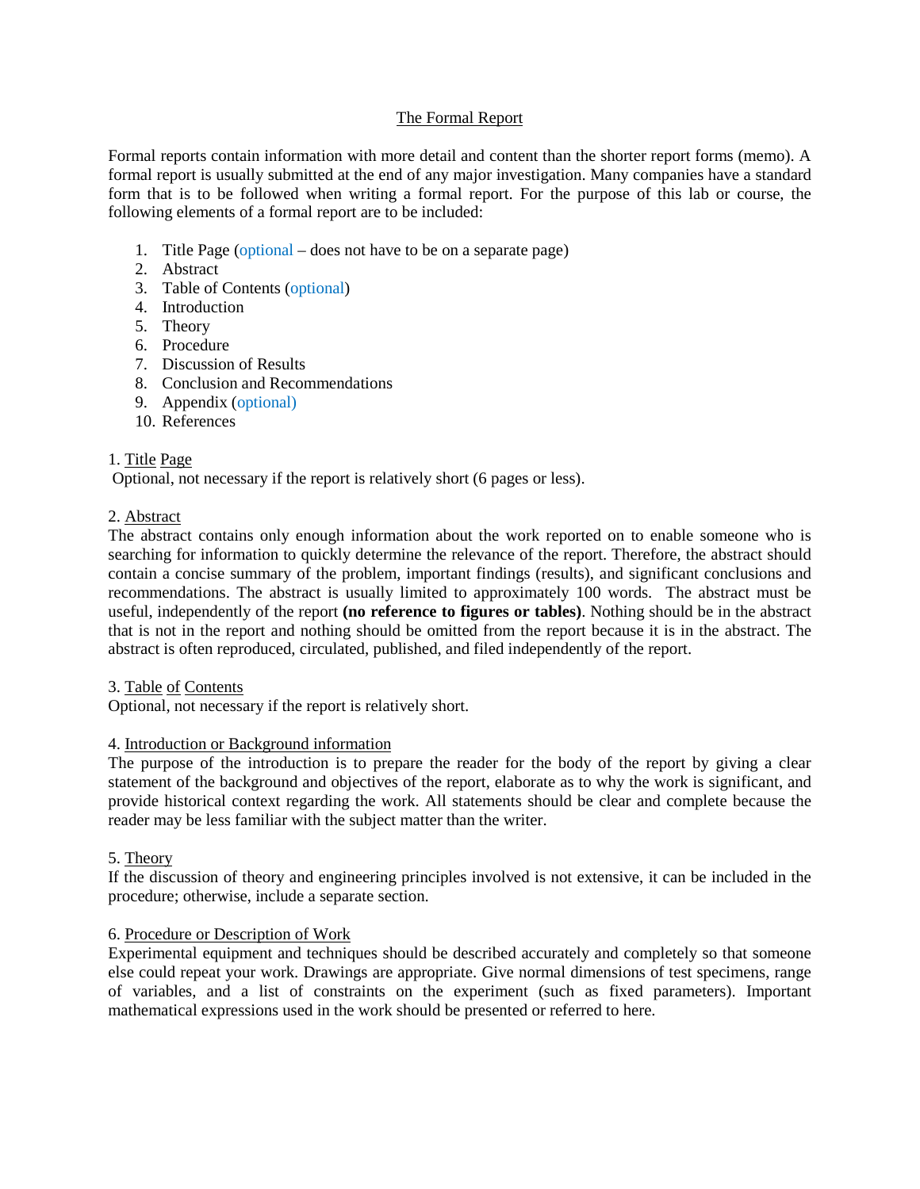# The Formal Report

Formal reports contain information with more detail and content than the shorter report forms (memo). A formal report is usually submitted at the end of any major investigation. Many companies have a standard form that is to be followed when writing a formal report. For the purpose of this lab or course, the following elements of a formal report are to be included:

1. Title Page (optional – does not have to be on a separate page)
2. Abstract
3. Table of Contents (optional)
4. Introduction
5. Theory
6. Procedure
7. Discussion of Results
8. Conclusion and Recommendations
9. Appendix (optional)
10. References

## 1. Title Page

Optional, not necessary if the report is relatively short (6 pages or less).

## 2. Abstract

The abstract contains only enough information about the work reported on to enable someone who is searching for information to quickly determine the relevance of the report. Therefore, the abstract should contain a concise summary of the problem, important findings (results), and significant conclusions and recommendations. The abstract is usually limited to approximately 100 words. The abstract must be useful, independently of the report **(no reference to figures or tables)**. Nothing should be in the abstract that is not in the report and nothing should be omitted from the report because it is in the abstract. The abstract is often reproduced, circulated, published, and filed independently of the report.

## 3. Table of Contents

Optional, not necessary if the report is relatively short.

## 4. Introduction or Background information

The purpose of the introduction is to prepare the reader for the body of the report by giving a clear statement of the background and objectives of the report, elaborate as to why the work is significant, and provide historical context regarding the work. All statements should be clear and complete because the reader may be less familiar with the subject matter than the writer.

## 5. Theory

If the discussion of theory and engineering principles involved is not extensive, it can be included in the procedure; otherwise, include a separate section.

## 6. Procedure or Description of Work

Experimental equipment and techniques should be described accurately and completely so that someone else could repeat your work. Drawings are appropriate. Give normal dimensions of test specimens, range of variables, and a list of constraints on the experiment (such as fixed parameters). Important mathematical expressions used in the work should be presented or referred to here.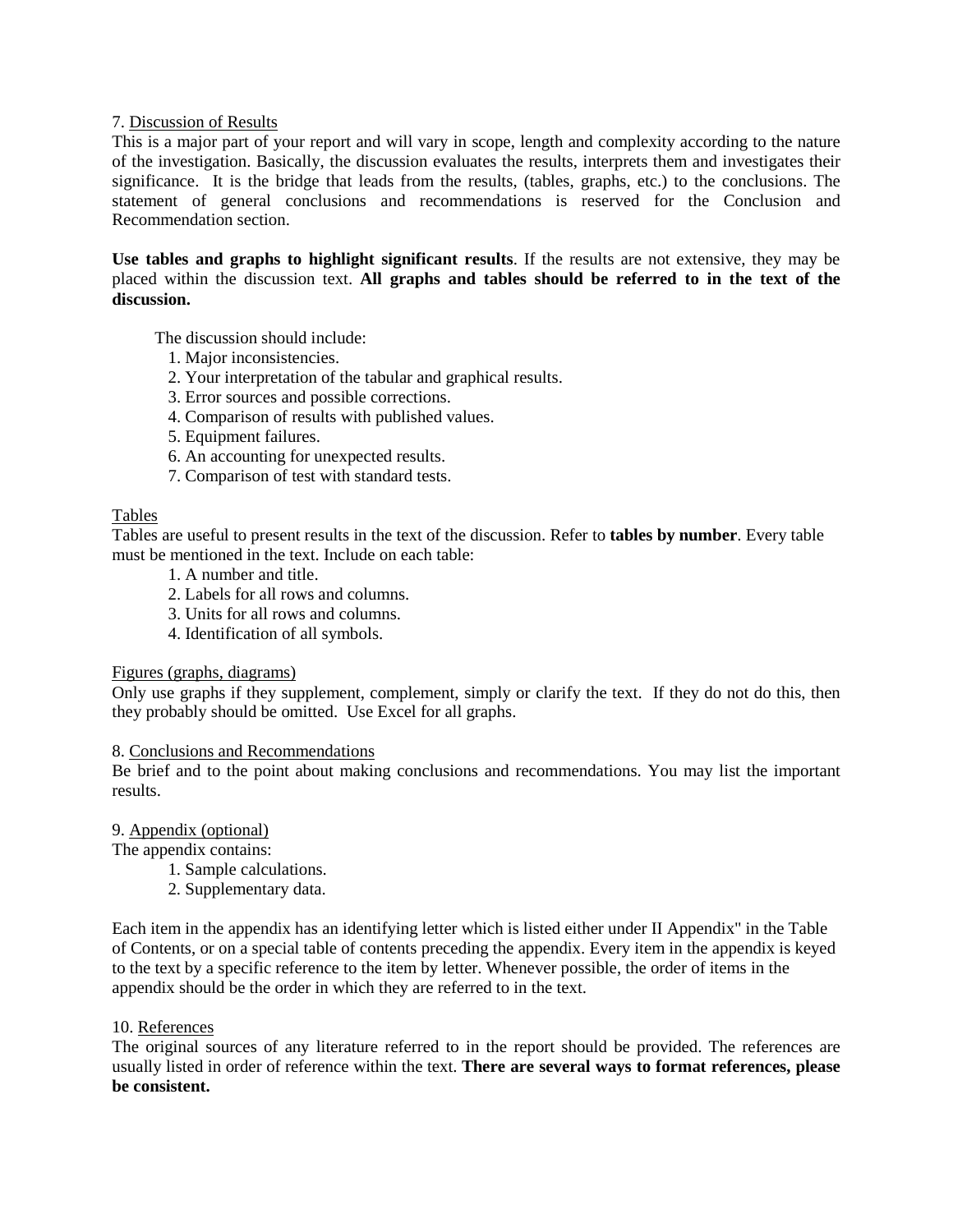7. Discussion of Results

This is a major part of your report and will vary in scope, length and complexity according to the nature of the investigation. Basically, the discussion evaluates the results, interprets them and investigates their significance. It is the bridge that leads from the results, (tables, graphs, etc.) to the conclusions. The statement of general conclusions and recommendations is reserved for the Conclusion and Recommendation section.

**Use tables and graphs to highlight significant results**. If the results are not extensive, they may be placed within the discussion text. **All graphs and tables should be referred to in the text of the discussion.**

The discussion should include:

1. Major inconsistencies.
2. Your interpretation of the tabular and graphical results.
3. Error sources and possible corrections.
4. Comparison of results with published values.
5. Equipment failures.
6. An accounting for unexpected results.
7. Comparison of test with standard tests.

Tables

Tables are useful to present results in the text of the discussion. Refer to **tables by number**. Every table must be mentioned in the text. Include on each table:

1. A number and title.
2. Labels for all rows and columns.
3. Units for all rows and columns.
4. Identification of all symbols.

Figures (graphs, diagrams)

Only use graphs if they supplement, complement, simply or clarify the text. If they do not do this, then they probably should be omitted. Use Excel for all graphs.

8. Conclusions and Recommendations

Be brief and to the point about making conclusions and recommendations. You may list the important results.

9. Appendix (optional)

The appendix contains:

1. Sample calculations.
2. Supplementary data.

Each item in the appendix has an identifying letter which is listed either under II Appendix" in the Table of Contents, or on a special table of contents preceding the appendix. Every item in the appendix is keyed to the text by a specific reference to the item by letter. Whenever possible, the order of items in the appendix should be the order in which they are referred to in the text.

10. References

The original sources of any literature referred to in the report should be provided. The references are usually listed in order of reference within the text. **There are several ways to format references, please be consistent.**